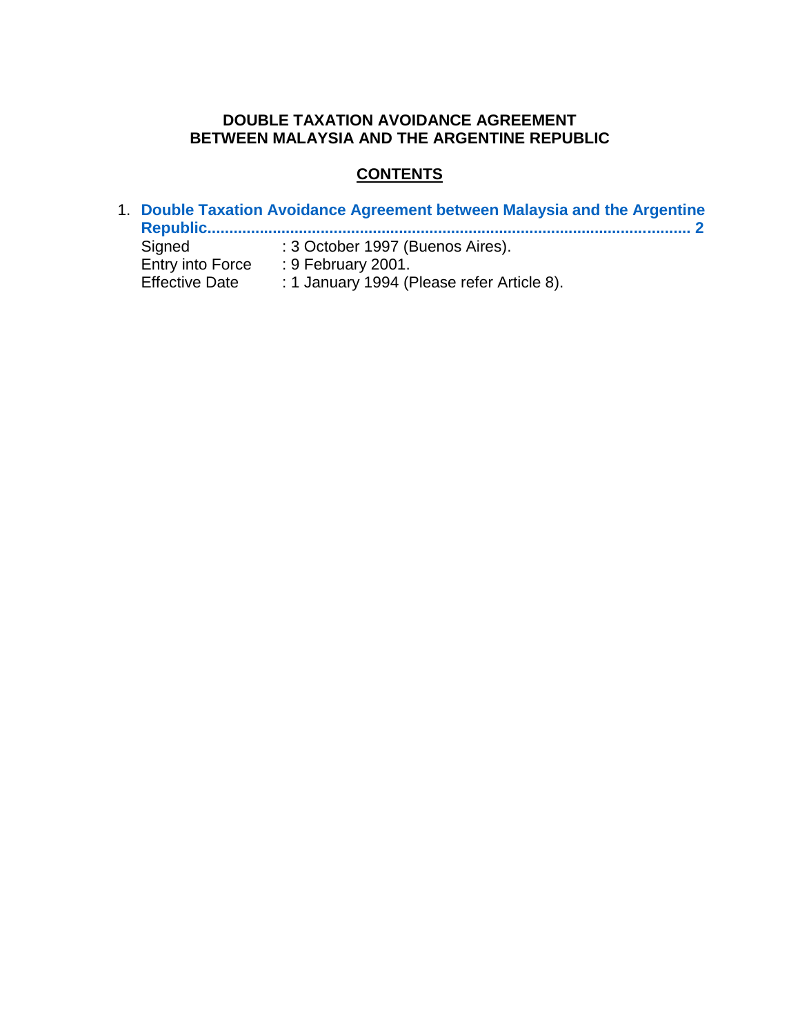# DOUBLE TAXATION AVOIDANCE AGREEMENT BETWEEN MALAYSIA AND THE ARGENTINE REPUBLIC

## CONTENTS

1. **Double Taxation Avoidance Agreement between Malaysia and the Argentine Republic.................................................................................................... 2**

| | |
|---|---|
| Signed | : 3 October 1997 (Buenos Aires). |
| Entry into Force | : 9 February 2001. |
| Effective Date | : 1 January 1994 (Please refer Article 8). |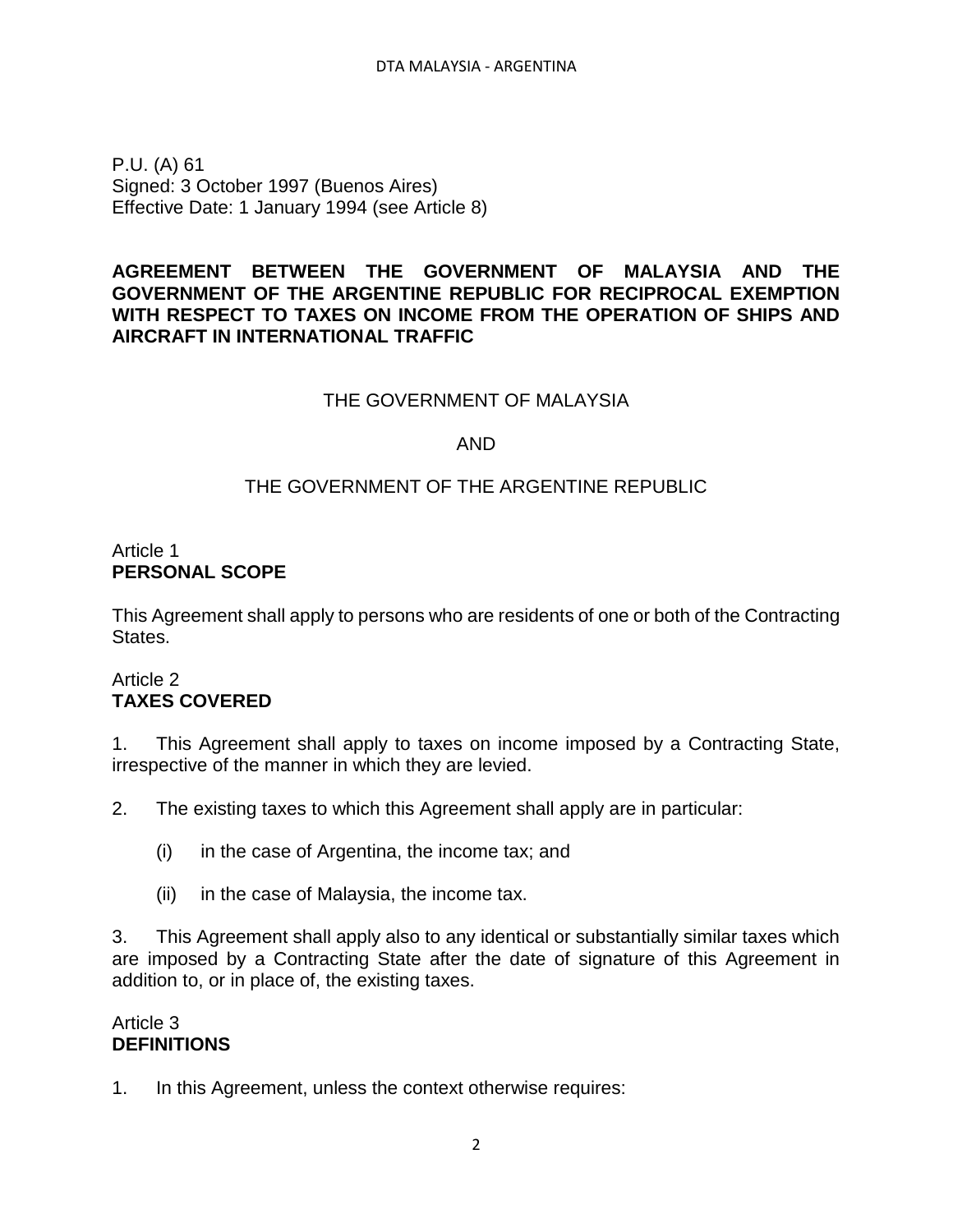P.U. (A) 61
Signed: 3 October 1997 (Buenos Aires)
Effective Date: 1 January 1994 (see Article 8)

**AGREEMENT BETWEEN THE GOVERNMENT OF MALAYSIA AND THE GOVERNMENT OF THE ARGENTINE REPUBLIC FOR RECIPROCAL EXEMPTION WITH RESPECT TO TAXES ON INCOME FROM THE OPERATION OF SHIPS AND AIRCRAFT IN INTERNATIONAL TRAFFIC**

THE GOVERNMENT OF MALAYSIA

AND

THE GOVERNMENT OF THE ARGENTINE REPUBLIC

Article 1
**PERSONAL SCOPE**

This Agreement shall apply to persons who are residents of one or both of the Contracting States.

Article 2
**TAXES COVERED**

1. This Agreement shall apply to taxes on income imposed by a Contracting State, irrespective of the manner in which they are levied.

2. The existing taxes to which this Agreement shall apply are in particular:

   (i) in the case of Argentina, the income tax; and

   (ii) in the case of Malaysia, the income tax.

3. This Agreement shall apply also to any identical or substantially similar taxes which are imposed by a Contracting State after the date of signature of this Agreement in addition to, or in place of, the existing taxes.

Article 3
**DEFINITIONS**

1. In this Agreement, unless the context otherwise requires: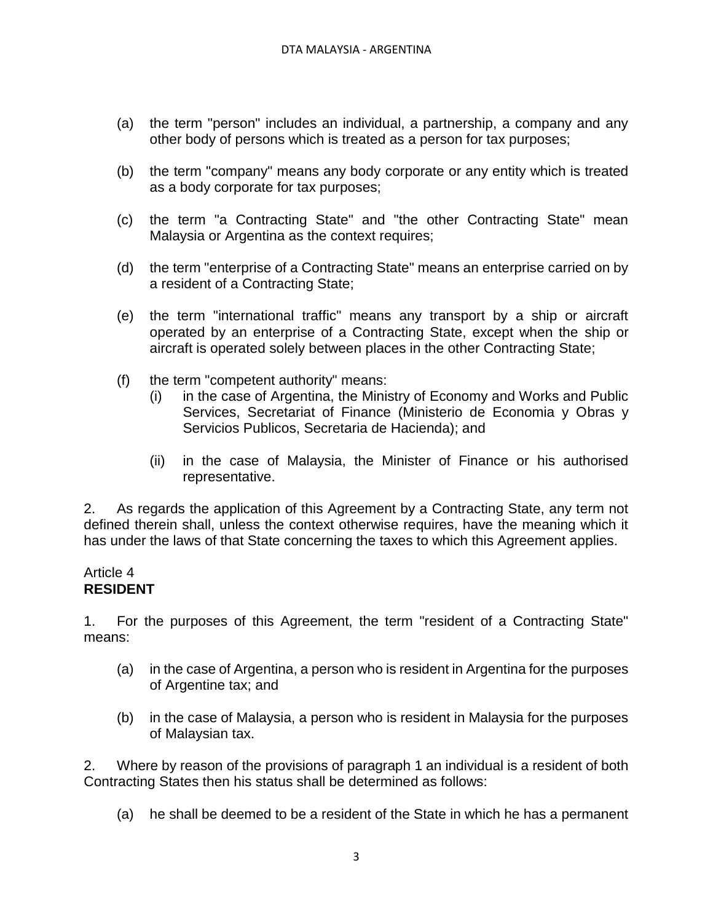(a) the term "person" includes an individual, a partnership, a company and any other body of persons which is treated as a person for tax purposes;

(b) the term "company" means any body corporate or any entity which is treated as a body corporate for tax purposes;

(c) the term "a Contracting State" and "the other Contracting State" mean Malaysia or Argentina as the context requires;

(d) the term "enterprise of a Contracting State" means an enterprise carried on by a resident of a Contracting State;

(e) the term "international traffic" means any transport by a ship or aircraft operated by an enterprise of a Contracting State, except when the ship or aircraft is operated solely between places in the other Contracting State;

(f) the term "competent authority" means:

  (i) in the case of Argentina, the Ministry of Economy and Works and Public Services, Secretariat of Finance (Ministerio de Economia y Obras y Servicios Publicos, Secretaria de Hacienda); and

  (ii) in the case of Malaysia, the Minister of Finance or his authorised representative.

2. As regards the application of this Agreement by a Contracting State, any term not defined therein shall, unless the context otherwise requires, have the meaning which it has under the laws of that State concerning the taxes to which this Agreement applies.

Article 4
**RESIDENT**

1. For the purposes of this Agreement, the term "resident of a Contracting State" means:

(a) in the case of Argentina, a person who is resident in Argentina for the purposes of Argentine tax; and

(b) in the case of Malaysia, a person who is resident in Malaysia for the purposes of Malaysian tax.

2. Where by reason of the provisions of paragraph 1 an individual is a resident of both Contracting States then his status shall be determined as follows:

(a) he shall be deemed to be a resident of the State in which he has a permanent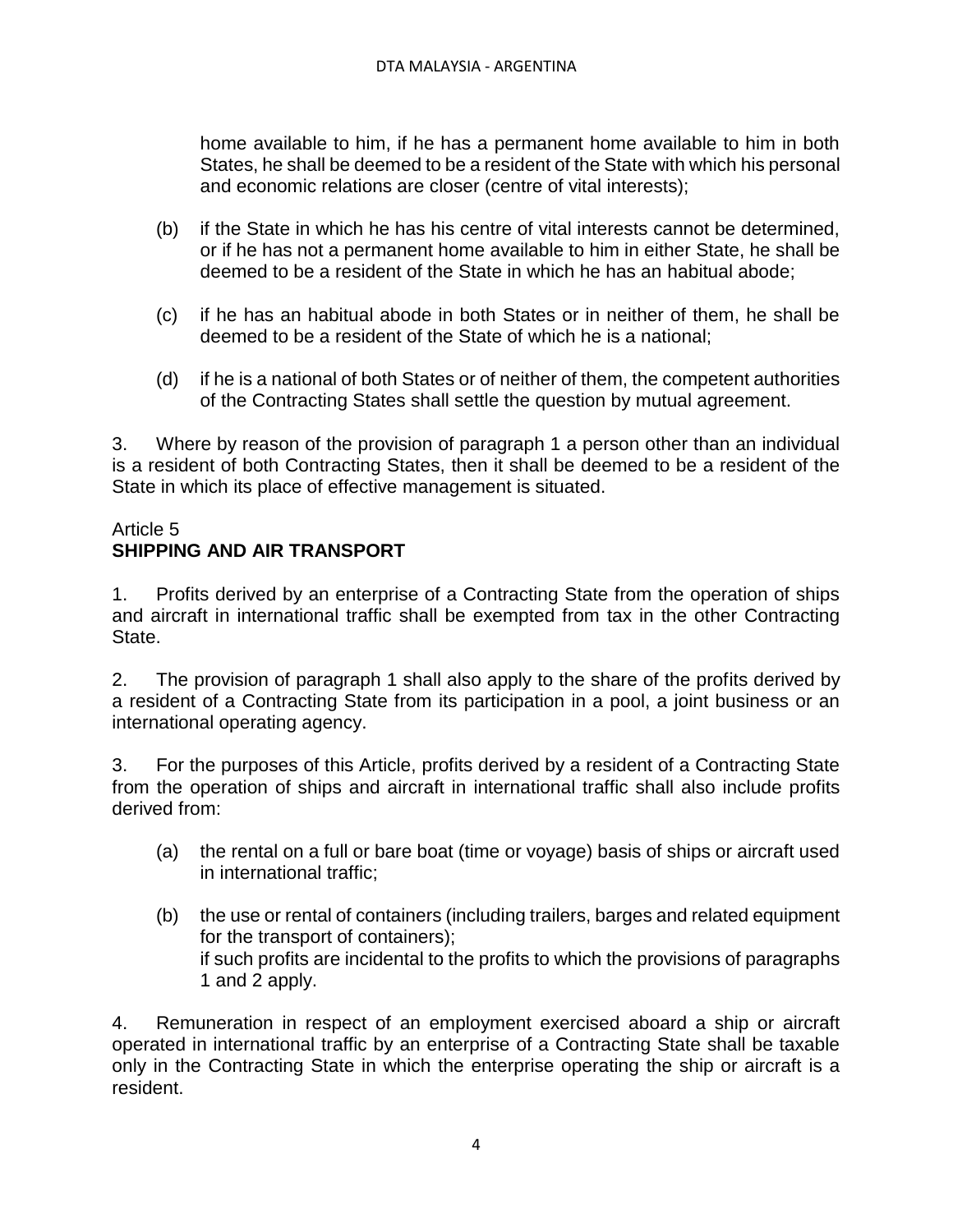home available to him, if he has a permanent home available to him in both States, he shall be deemed to be a resident of the State with which his personal and economic relations are closer (centre of vital interests);

(b) if the State in which he has his centre of vital interests cannot be determined, or if he has not a permanent home available to him in either State, he shall be deemed to be a resident of the State in which he has an habitual abode;

(c) if he has an habitual abode in both States or in neither of them, he shall be deemed to be a resident of the State of which he is a national;

(d) if he is a national of both States or of neither of them, the competent authorities of the Contracting States shall settle the question by mutual agreement.

3. Where by reason of the provision of paragraph 1 a person other than an individual is a resident of both Contracting States, then it shall be deemed to be a resident of the State in which its place of effective management is situated.

Article 5
**SHIPPING AND AIR TRANSPORT**

1. Profits derived by an enterprise of a Contracting State from the operation of ships and aircraft in international traffic shall be exempted from tax in the other Contracting State.

2. The provision of paragraph 1 shall also apply to the share of the profits derived by a resident of a Contracting State from its participation in a pool, a joint business or an international operating agency.

3. For the purposes of this Article, profits derived by a resident of a Contracting State from the operation of ships and aircraft in international traffic shall also include profits derived from:

(a) the rental on a full or bare boat (time or voyage) basis of ships or aircraft used in international traffic;

(b) the use or rental of containers (including trailers, barges and related equipment for the transport of containers);
if such profits are incidental to the profits to which the provisions of paragraphs 1 and 2 apply.

4. Remuneration in respect of an employment exercised aboard a ship or aircraft operated in international traffic by an enterprise of a Contracting State shall be taxable only in the Contracting State in which the enterprise operating the ship or aircraft is a resident.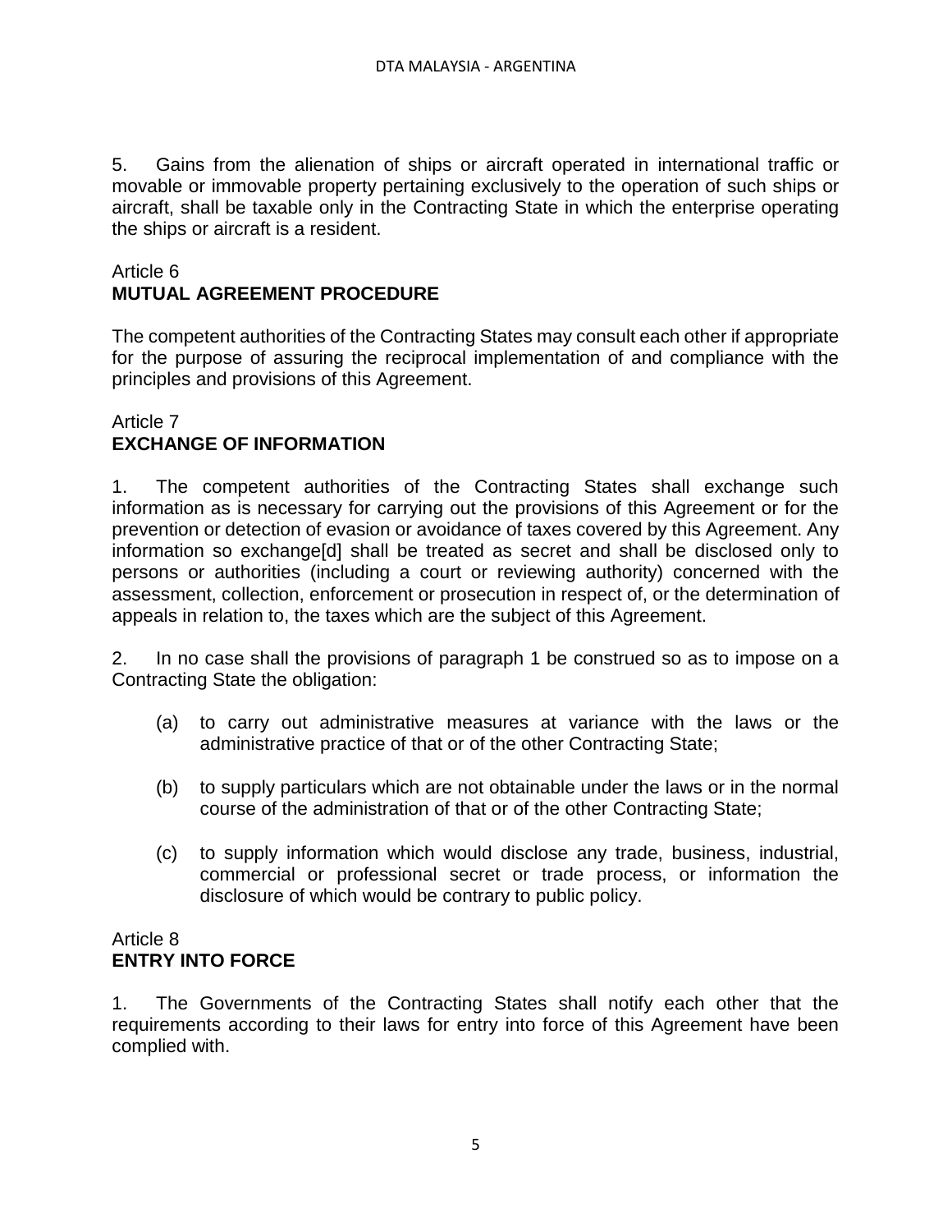5. Gains from the alienation of ships or aircraft operated in international traffic or movable or immovable property pertaining exclusively to the operation of such ships or aircraft, shall be taxable only in the Contracting State in which the enterprise operating the ships or aircraft is a resident.

Article 6
**MUTUAL AGREEMENT PROCEDURE**

The competent authorities of the Contracting States may consult each other if appropriate for the purpose of assuring the reciprocal implementation of and compliance with the principles and provisions of this Agreement.

Article 7
**EXCHANGE OF INFORMATION**

1. The competent authorities of the Contracting States shall exchange such information as is necessary for carrying out the provisions of this Agreement or for the prevention or detection of evasion or avoidance of taxes covered by this Agreement. Any information so exchange[d] shall be treated as secret and shall be disclosed only to persons or authorities (including a court or reviewing authority) concerned with the assessment, collection, enforcement or prosecution in respect of, or the determination of appeals in relation to, the taxes which are the subject of this Agreement.

2. In no case shall the provisions of paragraph 1 be construed so as to impose on a Contracting State the obligation:

(a) to carry out administrative measures at variance with the laws or the administrative practice of that or of the other Contracting State;

(b) to supply particulars which are not obtainable under the laws or in the normal course of the administration of that or of the other Contracting State;

(c) to supply information which would disclose any trade, business, industrial, commercial or professional secret or trade process, or information the disclosure of which would be contrary to public policy.

Article 8
**ENTRY INTO FORCE**

1. The Governments of the Contracting States shall notify each other that the requirements according to their laws for entry into force of this Agreement have been complied with.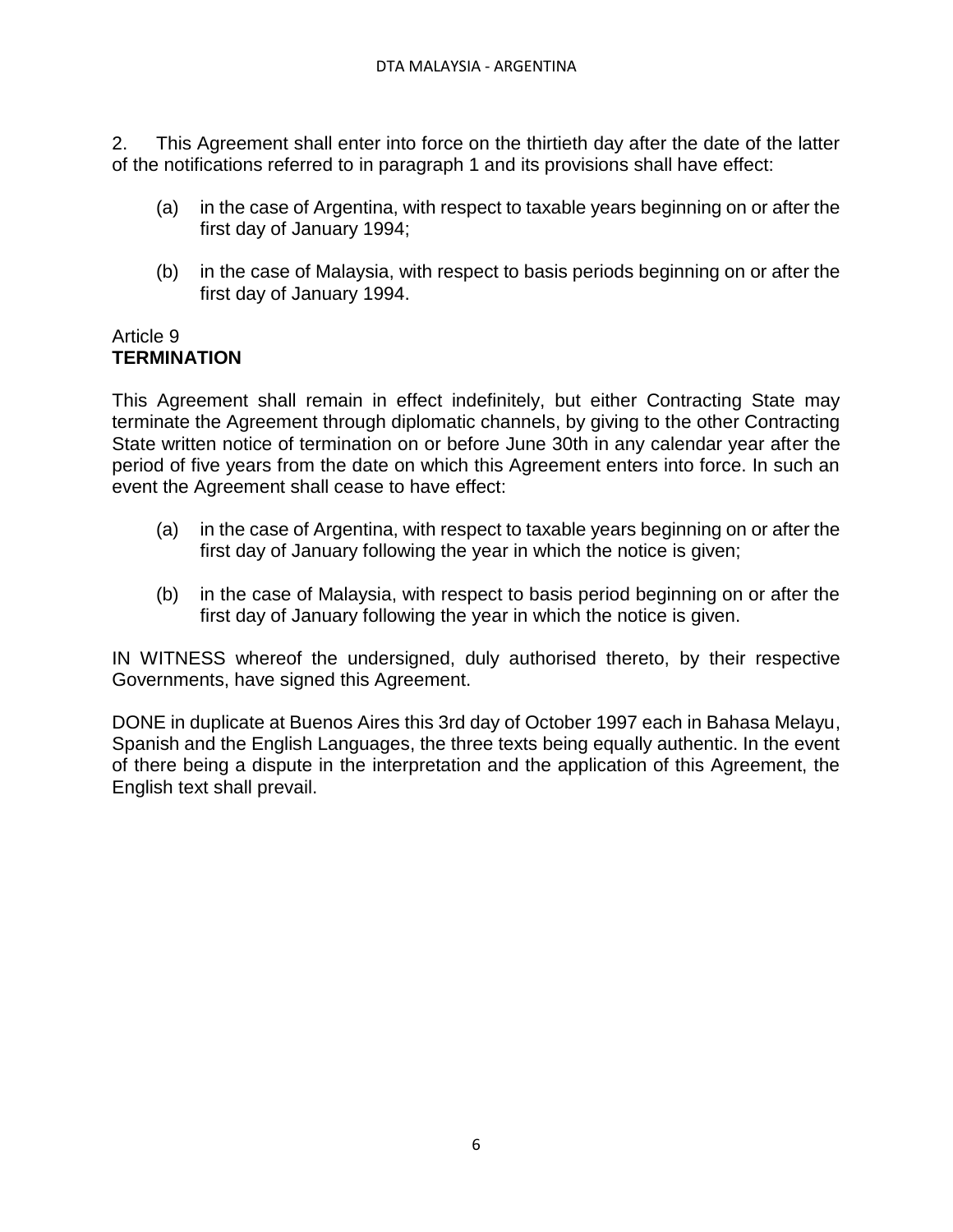2. This Agreement shall enter into force on the thirtieth day after the date of the latter of the notifications referred to in paragraph 1 and its provisions shall have effect:

(a) in the case of Argentina, with respect to taxable years beginning on or after the first day of January 1994;

(b) in the case of Malaysia, with respect to basis periods beginning on or after the first day of January 1994.

Article 9
**TERMINATION**

This Agreement shall remain in effect indefinitely, but either Contracting State may terminate the Agreement through diplomatic channels, by giving to the other Contracting State written notice of termination on or before June 30th in any calendar year after the period of five years from the date on which this Agreement enters into force. In such an event the Agreement shall cease to have effect:

(a) in the case of Argentina, with respect to taxable years beginning on or after the first day of January following the year in which the notice is given;

(b) in the case of Malaysia, with respect to basis period beginning on or after the first day of January following the year in which the notice is given.

IN WITNESS whereof the undersigned, duly authorised thereto, by their respective Governments, have signed this Agreement.

DONE in duplicate at Buenos Aires this 3rd day of October 1997 each in Bahasa Melayu, Spanish and the English Languages, the three texts being equally authentic. In the event of there being a dispute in the interpretation and the application of this Agreement, the English text shall prevail.